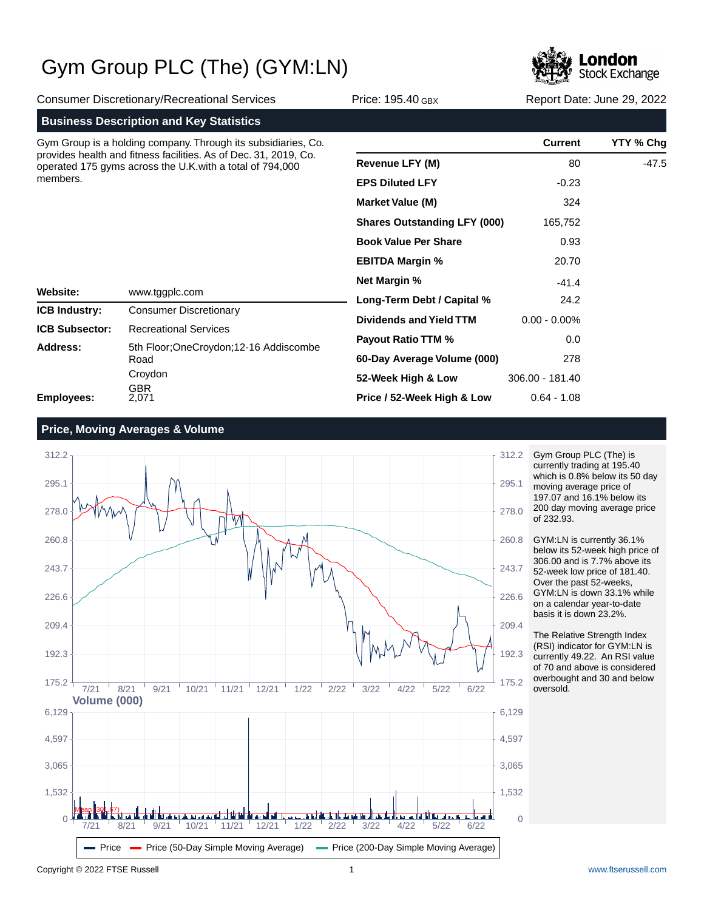# Gym Group PLC (The) (GYM:LN)

Consumer Discretionary/Recreational Services | Price: 195.40 GBX | Report Date: June 29, 2022

## Business Description and Key Statistics

Gym Group is a holding company. Through its subsidiaries, Co. provides health and fitness facilities. As of Dec. 31, 2019, Co. operated 175 gyms across the U.K.with a total of 794,000 members.

| | Current | YTY % Chg |
|---|---|---|
| **Revenue LFY (M)** | 80 | -47.5 |
| **EPS Diluted LFY** | -0.23 | |
| **Market Value (M)** | 324 | |
| **Shares Outstanding LFY (000)** | 165,752 | |
| **Book Value Per Share** | 0.93 | |
| **EBITDA Margin %** | 20.70 | |
| **Net Margin %** | -41.4 | |
| **Long-Term Debt / Capital %** | 24.2 | |
| **Dividends and Yield TTM** | 0.00 - 0.00% | |
| **Payout Ratio TTM %** | 0.0 | |
| **60-Day Average Volume (000)** | 278 | |
| **52-Week High & Low** | 306.00 - 181.40 | |
| **Price / 52-Week High & Low** | 0.64 - 1.08 | |

| | |
|---|---|
| **Website:** | www.tggplc.com |
| **ICB Industry:** | Consumer Discretionary |
| **ICB Subsector:** | Recreational Services |
| **Address:** | 5th Floor;OneCroydon;12-16 Addiscombe Road<br>Croydon<br>GBR |
| **Employees:** | 2,071 |

## Price, Moving Averages & Volume

Gym Group PLC (The) is currently trading at 195.40 which is 0.8% below its 50 day moving average price of 197.07 and 16.1% below its 200 day moving average price of 232.93.

GYM:LN is currently 36.1% below its 52-week high price of 306.00 and is 7.7% above its 52-week low price of 181.40. Over the past 52-weeks, GYM:LN is down 33.1% while on a calendar year-to-date basis it is down 23.2%.

The Relative Strength Index (RSI) indicator for GYM:LN is currently 49.22. An RSI value of 70 and above is considered overbought and 30 and below oversold.

Copyright © 2022 FTSE Russell

www.ftserussell.com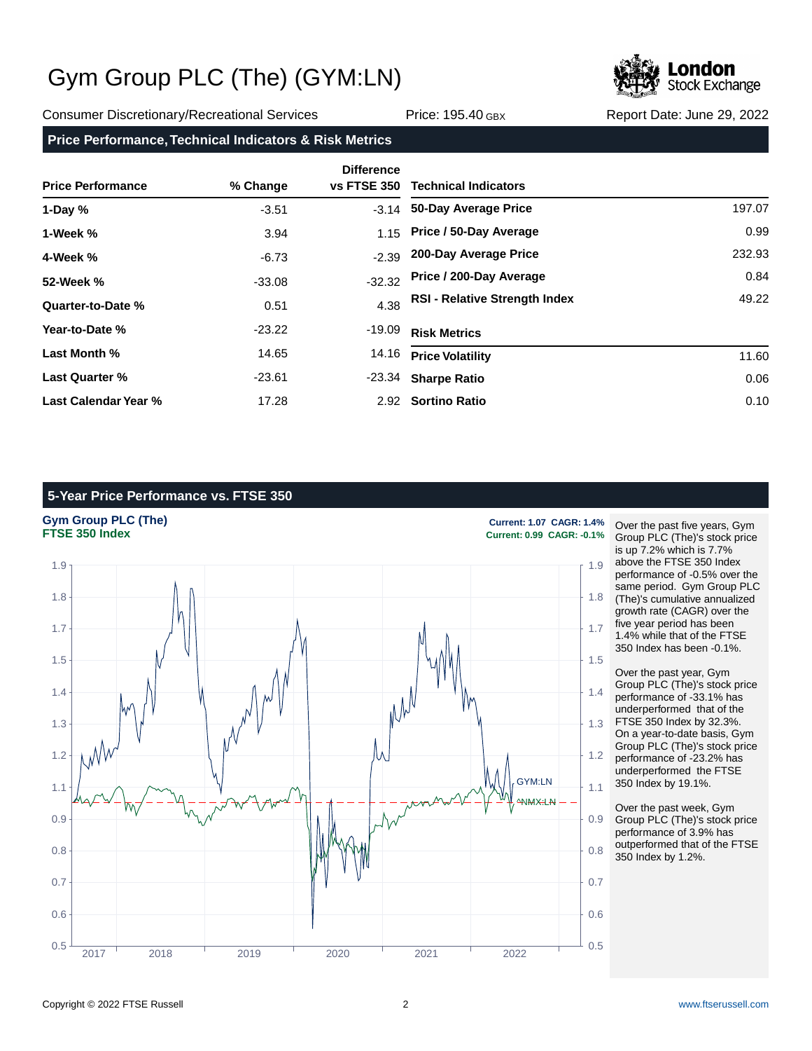# Gym Group PLC (The) (GYM:LN)

Consumer Discretionary/Recreational Services | Price: 195.40 GBX | Report Date: June 29, 2022

## Price Performance, Technical Indicators & Risk Metrics

| Price Performance | % Change | Difference vs FTSE 350 |
|---|---|---|
| 1-Day % | -3.51 | -3.14 |
| 1-Week % | 3.94 | 1.15 |
| 4-Week % | -6.73 | -2.39 |
| 52-Week % | -33.08 | -32.32 |
| Quarter-to-Date % | 0.51 | 4.38 |
| Year-to-Date % | -23.22 | -19.09 |
| Last Month % | 14.65 | 14.16 |
| Last Quarter % | -23.61 | -23.34 |
| Last Calendar Year % | 17.28 | 2.92 |

| Technical Indicators | |
|---|---|
| 50-Day Average Price | 197.07 |
| Price / 50-Day Average | 0.99 |
| 200-Day Average Price | 232.93 |
| Price / 200-Day Average | 0.84 |
| RSI - Relative Strength Index | 49.22 |

| Risk Metrics | |
|---|---|
| Price Volatility | 11.60 |
| Sharpe Ratio | 0.06 |
| Sortino Ratio | 0.10 |

## 5-Year Price Performance vs. FTSE 350

**Gym Group PLC (The)** — Current: 1.07 CAGR: 1.4%

**FTSE 350 Index** — Current: 0.99 CAGR: -0.1%

Over the past five years, Gym Group PLC (The)'s stock price is up 7.2% which is 7.7% above the FTSE 350 Index performance of -0.5% over the same period. Gym Group PLC (The)'s cumulative annualized growth rate (CAGR) over the five year period has been 1.4% while that of the FTSE 350 Index has been -0.1%.

Over the past year, Gym Group PLC (The)'s stock price performance of -33.1% has underperformed that of the FTSE 350 Index by 32.3%. On a year-to-date basis, Gym Group PLC (The)'s stock price performance of -23.2% has underperformed the FTSE 350 Index by 19.1%.

Over the past week, Gym Group PLC (The)'s stock price performance of 3.9% has outperformed that of the FTSE 350 Index by 1.2%.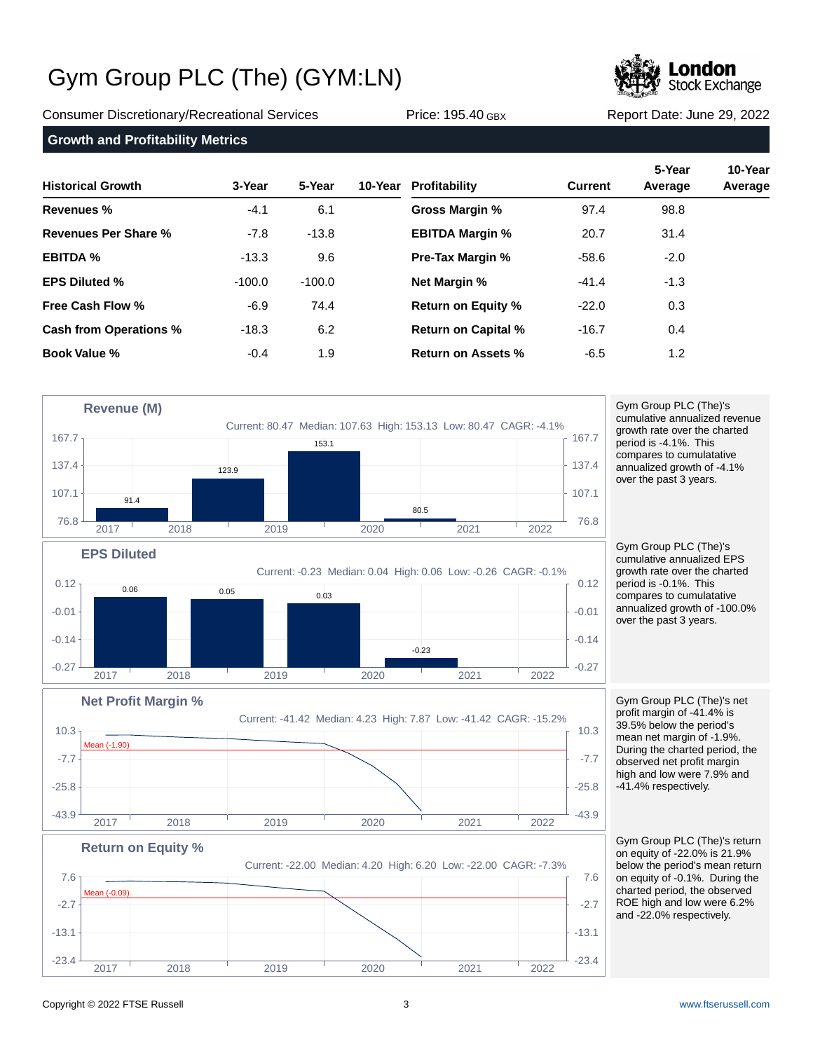# Gym Group PLC (The) (GYM:LN)

Consumer Discretionary/Recreational Services | Price: 195.40 GBX | Report Date: June 29, 2022

## Growth and Profitability Metrics

| Historical Growth | 3-Year | 5-Year | 10-Year |
|---|---|---|---|
| **Revenues %** | -4.1 | 6.1 | |
| **Revenues Per Share %** | -7.8 | -13.8 | |
| **EBITDA %** | -13.3 | 9.6 | |
| **EPS Diluted %** | -100.0 | -100.0 | |
| **Free Cash Flow %** | -6.9 | 74.4 | |
| **Cash from Operations %** | -18.3 | 6.2 | |
| **Book Value %** | -0.4 | 1.9 | |

| Profitability | Current | 5-Year Average | 10-Year Average |
|---|---|---|---|
| **Gross Margin %** | 97.4 | 98.8 | |
| **EBITDA Margin %** | 20.7 | 31.4 | |
| **Pre-Tax Margin %** | -58.6 | -2.0 | |
| **Net Margin %** | -41.4 | -1.3 | |
| **Return on Equity %** | -22.0 | 0.3 | |
| **Return on Capital %** | -16.7 | 0.4 | |
| **Return on Assets %** | -6.5 | 1.2 | |

### Revenue (M)

Current: 80.47 Median: 107.63 High: 153.13 Low: 80.47 CAGR: -4.1%

| 2017 | 2018 | 2019 | 2020 |
|---|---|---|---|
| 91.4 | 123.9 | 153.1 | 80.5 |

Gym Group PLC (The)'s cumulative annualized revenue growth rate over the charted period is -4.1%. This compares to cumulatative annualized growth of -4.1% over the past 3 years.

### EPS Diluted

Current: -0.23 Median: 0.04 High: 0.06 Low: -0.26 CAGR: -0.1%

| 2017 | 2018 | 2019 | 2020 |
|---|---|---|---|
| 0.06 | 0.05 | 0.03 | -0.23 |

Gym Group PLC (The)'s cumulative annualized EPS growth rate over the charted period is -0.1%. This compares to cumulatative annualized growth of -100.0% over the past 3 years.

### Net Profit Margin %

Current: -41.42 Median: 4.23 High: 7.87 Low: -41.42 CAGR: -15.2%

Mean (-1.90)

Gym Group PLC (The)'s net profit margin of -41.4% is 39.5% below the period's mean net margin of -1.9%. During the charted period, the observed net profit margin high and low were 7.9% and -41.4% respectively.

### Return on Equity %

Current: -22.00 Median: 4.20 High: 6.20 Low: -22.00 CAGR: -7.3%

Mean (-0.09)

Gym Group PLC (The)'s return on equity of -22.0% is 21.9% below the period's mean return on equity of -0.1%. During the charted period, the observed ROE high and low were 6.2% and -22.0% respectively.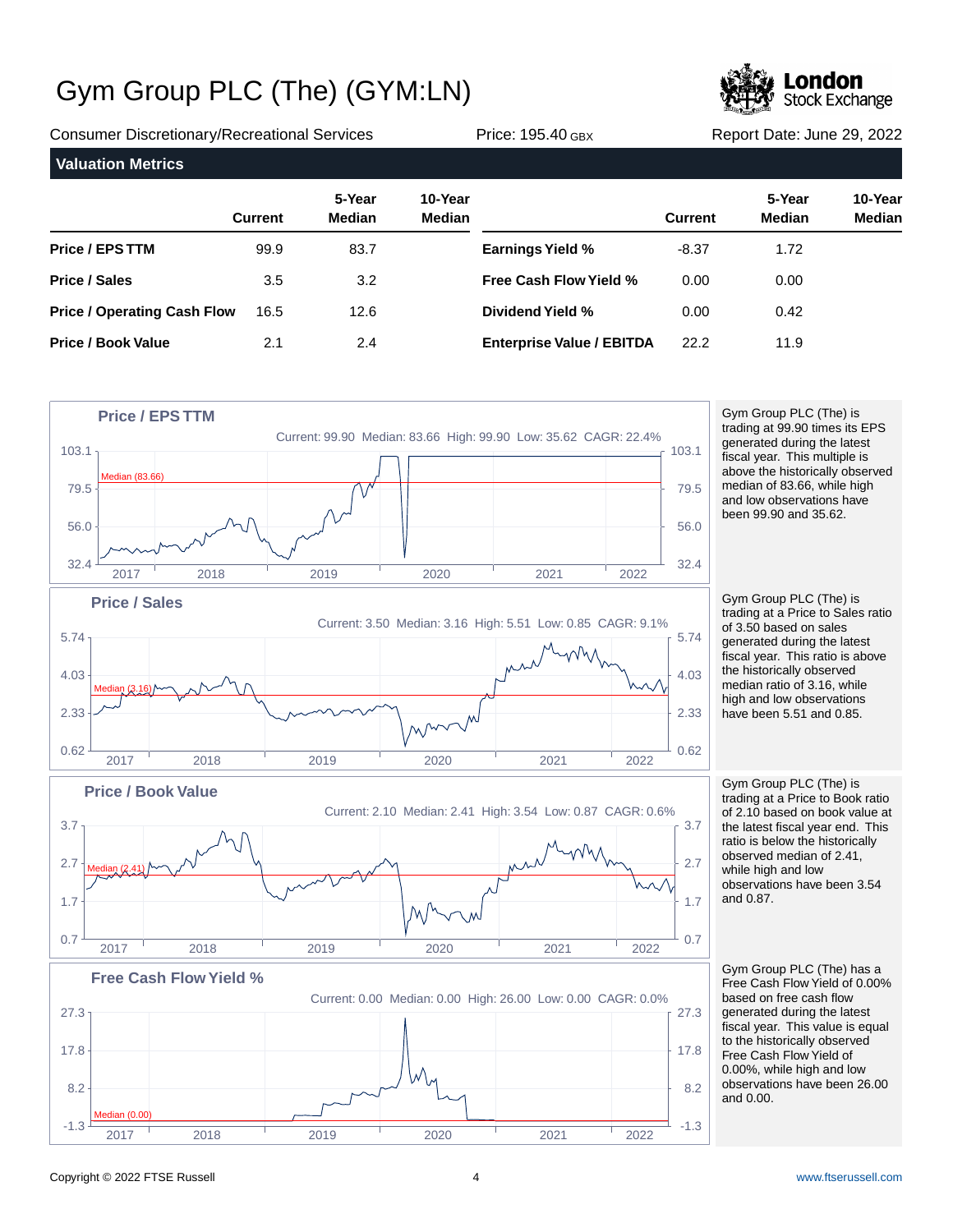# Gym Group PLC (The) (GYM:LN)

Consumer Discretionary/Recreational Services | Price: 195.40 GBX | Report Date: June 29, 2022

## Valuation Metrics

| | Current | 5-Year Median | 10-Year Median | | Current | 5-Year Median | 10-Year Median |
|---|---|---|---|---|---|---|---|
| **Price / EPS TTM** | 99.9 | 83.7 | | **Earnings Yield %** | -8.37 | 1.72 | |
| **Price / Sales** | 3.5 | 3.2 | | **Free Cash Flow Yield %** | 0.00 | 0.00 | |
| **Price / Operating Cash Flow** | 16.5 | 12.6 | | **Dividend Yield %** | 0.00 | 0.42 | |
| **Price / Book Value** | 2.1 | 2.4 | | **Enterprise Value / EBITDA** | 22.2 | 11.9 | |

### Price / EPS TTM

Current: 99.90 Median: 83.66 High: 99.90 Low: 35.62 CAGR: 22.4%

Gym Group PLC (The) is trading at 99.90 times its EPS generated during the latest fiscal year. This multiple is above the historically observed median of 83.66, while high and low observations have been 99.90 and 35.62.

### Price / Sales

Current: 3.50 Median: 3.16 High: 5.51 Low: 0.85 CAGR: 9.1%

Gym Group PLC (The) is trading at a Price to Sales ratio of 3.50 based on sales generated during the latest fiscal year. This ratio is above the historically observed median ratio of 3.16, while high and low observations have been 5.51 and 0.85.

### Price / Book Value

Current: 2.10 Median: 2.41 High: 3.54 Low: 0.87 CAGR: 0.6%

Gym Group PLC (The) is trading at a Price to Book ratio of 2.10 based on book value at the latest fiscal year end. This ratio is below the historically observed median of 2.41, while high and low observations have been 3.54 and 0.87.

### Free Cash Flow Yield %

Current: 0.00 Median: 0.00 High: 26.00 Low: 0.00 CAGR: 0.0%

Gym Group PLC (The) has a Free Cash Flow Yield of 0.00% based on free cash flow generated during the latest fiscal year. This value is equal to the historically observed Free Cash Flow Yield of 0.00%, while high and low observations have been 26.00 and 0.00.

Copyright © 2022 FTSE Russell

www.ftserussell.com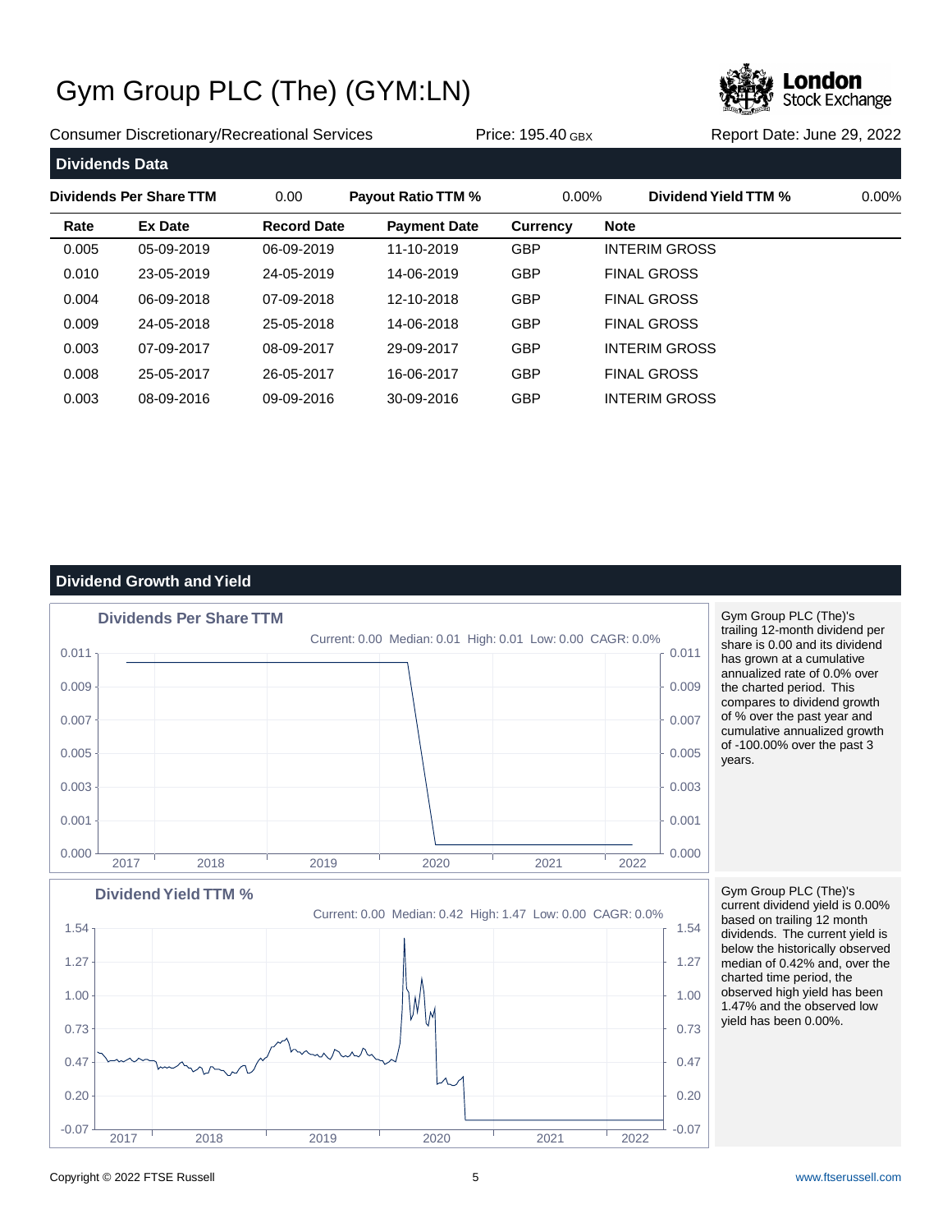# Gym Group PLC (The) (GYM:LN)

Consumer Discretionary/Recreational Services | Price: 195.40 GBX | Report Date: June 29, 2022

## Dividends Data

| Dividends Per Share TTM | 0.00 | Payout Ratio TTM % | 0.00% | Dividend Yield TTM % | 0.00% |
|---|---|---|---|---|---|

| Rate | Ex Date | Record Date | Payment Date | Currency | Note |
|---|---|---|---|---|---|
| 0.005 | 05-09-2019 | 06-09-2019 | 11-10-2019 | GBP | INTERIM GROSS |
| 0.010 | 23-05-2019 | 24-05-2019 | 14-06-2019 | GBP | FINAL GROSS |
| 0.004 | 06-09-2018 | 07-09-2018 | 12-10-2018 | GBP | FINAL GROSS |
| 0.009 | 24-05-2018 | 25-05-2018 | 14-06-2018 | GBP | FINAL GROSS |
| 0.003 | 07-09-2017 | 08-09-2017 | 29-09-2017 | GBP | INTERIM GROSS |
| 0.008 | 25-05-2017 | 26-05-2017 | 16-06-2017 | GBP | FINAL GROSS |
| 0.003 | 08-09-2016 | 09-09-2016 | 30-09-2016 | GBP | INTERIM GROSS |

## Dividend Growth and Yield

### Dividends Per Share TTM

Current: 0.00 Median: 0.01 High: 0.01 Low: 0.00 CAGR: 0.0%

Gym Group PLC (The)'s trailing 12-month dividend per share is 0.00 and its dividend has grown at a cumulative annualized rate of 0.0% over the charted period. This compares to dividend growth of % over the past year and cumulative annualized growth of -100.00% over the past 3 years.

### Dividend Yield TTM %

Current: 0.00 Median: 0.42 High: 1.47 Low: 0.00 CAGR: 0.0%

Gym Group PLC (The)'s current dividend yield is 0.00% based on trailing 12 month dividends. The current yield is below the historically observed median of 0.42% and, over the charted time period, the observed high yield has been 1.47% and the observed low yield has been 0.00%.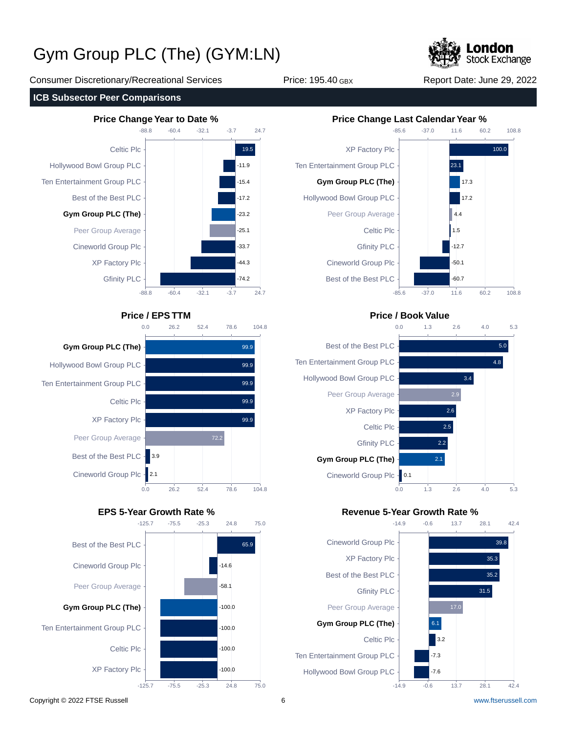# Gym Group PLC (The) (GYM:LN)

Consumer Discretionary/Recreational Services | Price: 195.40 GBX | Report Date: June 29, 2022

## ICB Subsector Peer Comparisons

### Price Change Year to Date %

| Company | Value |
|---|---|
| Celtic Plc | 19.5 |
| Hollywood Bowl Group PLC | -11.9 |
| Ten Entertainment Group PLC | -15.4 |
| Best of the Best PLC | -17.2 |
| **Gym Group PLC (The)** | -23.2 |
| Peer Group Average | -25.1 |
| Cineworld Group Plc | -33.7 |
| XP Factory Plc | -44.3 |
| Gfinity PLC | -74.2 |

### Price Change Last Calendar Year %

| Company | Value |
|---|---|
| XP Factory Plc | 100.0 |
| Ten Entertainment Group PLC | 23.1 |
| **Gym Group PLC (The)** | 17.3 |
| Hollywood Bowl Group PLC | 17.2 |
| Peer Group Average | 4.4 |
| Celtic Plc | 1.5 |
| Gfinity PLC | -12.7 |
| Cineworld Group Plc | -50.1 |
| Best of the Best PLC | -60.7 |

### Price / EPS TTM

| Company | Value |
|---|---|
| **Gym Group PLC (The)** | 99.9 |
| Hollywood Bowl Group PLC | 99.9 |
| Ten Entertainment Group PLC | 99.9 |
| Celtic Plc | 99.9 |
| XP Factory Plc | 99.9 |
| Peer Group Average | 72.2 |
| Best of the Best PLC | 3.9 |
| Cineworld Group Plc | 2.1 |

### Price / Book Value

| Company | Value |
|---|---|
| Best of the Best PLC | 5.0 |
| Ten Entertainment Group PLC | 4.8 |
| Hollywood Bowl Group PLC | 3.4 |
| Peer Group Average | 2.9 |
| XP Factory Plc | 2.6 |
| Celtic Plc | 2.5 |
| Gfinity PLC | 2.2 |
| **Gym Group PLC (The)** | 2.1 |
| Cineworld Group Plc | 0.1 |

### EPS 5-Year Growth Rate %

| Company | Value |
|---|---|
| Best of the Best PLC | 65.9 |
| Cineworld Group Plc | -14.6 |
| Peer Group Average | -58.1 |
| **Gym Group PLC (The)** | -100.0 |
| Ten Entertainment Group PLC | -100.0 |
| Celtic Plc | -100.0 |
| XP Factory Plc | -100.0 |

### Revenue 5-Year Growth Rate %

| Company | Value |
|---|---|
| Cineworld Group Plc | 39.8 |
| XP Factory Plc | 35.3 |
| Best of the Best PLC | 35.2 |
| Gfinity PLC | 31.5 |
| Peer Group Average | 17.0 |
| **Gym Group PLC (The)** | 6.1 |
| Celtic Plc | 3.2 |
| Ten Entertainment Group PLC | -7.3 |
| Hollywood Bowl Group PLC | -7.6 |

Copyright © 2022 FTSE Russell | www.ftserussell.com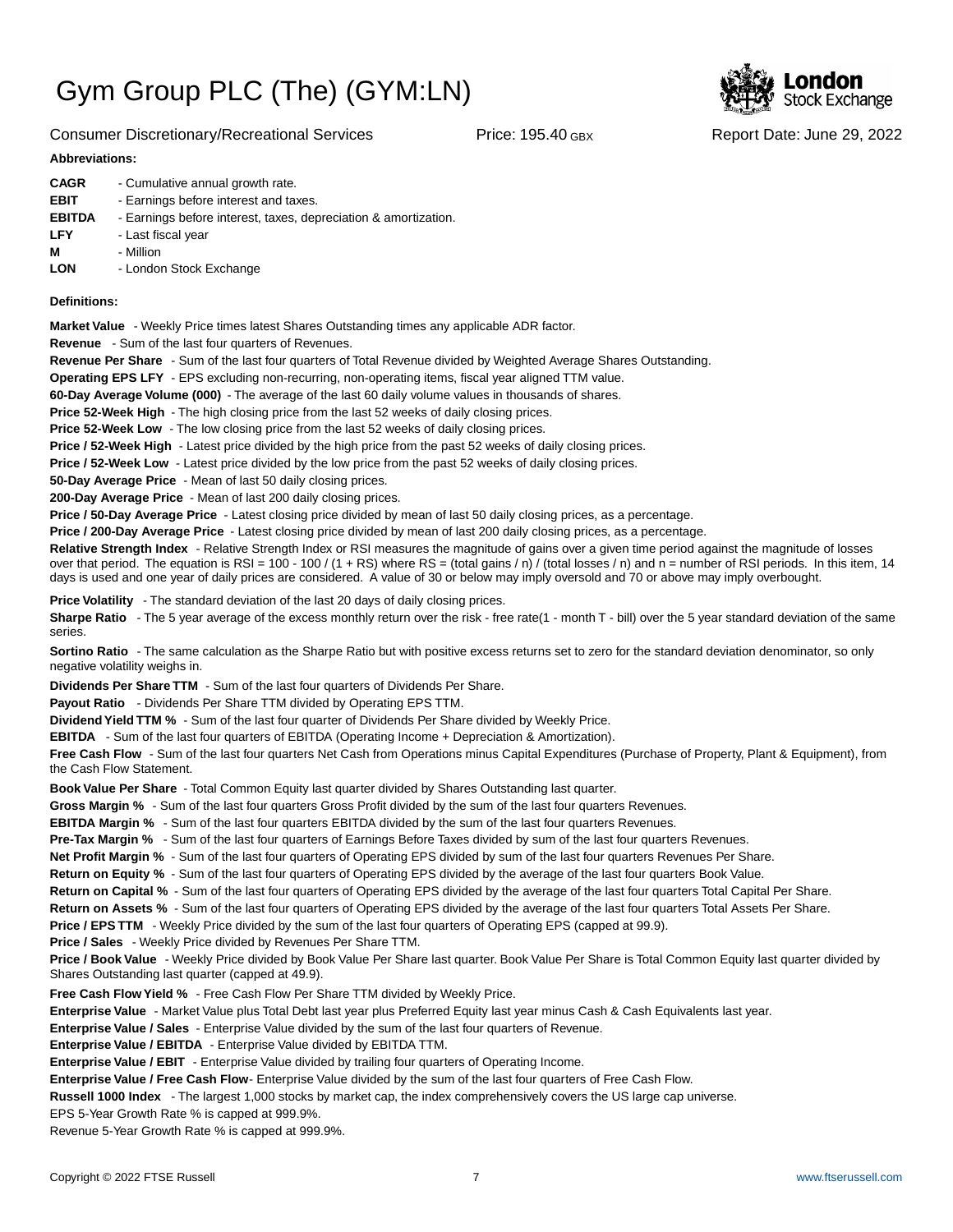# Gym Group PLC (The) (GYM:LN)

Consumer Discretionary/Recreational Services    Price: 195.40 GBX    Report Date: June 29, 2022

**Abbreviations:**

**CAGR** - Cumulative annual growth rate.
**EBIT** - Earnings before interest and taxes.
**EBITDA** - Earnings before interest, taxes, depreciation & amortization.
**LFY** - Last fiscal year
**M** - Million
**LON** - London Stock Exchange

**Definitions:**

**Market Value** - Weekly Price times latest Shares Outstanding times any applicable ADR factor.

**Revenue** - Sum of the last four quarters of Revenues.

**Revenue Per Share** - Sum of the last four quarters of Total Revenue divided by Weighted Average Shares Outstanding.

**Operating EPS LFY** - EPS excluding non-recurring, non-operating items, fiscal year aligned TTM value.

**60-Day Average Volume (000)** - The average of the last 60 daily volume values in thousands of shares.

**Price 52-Week High** - The high closing price from the last 52 weeks of daily closing prices.

**Price 52-Week Low** - The low closing price from the last 52 weeks of daily closing prices.

**Price / 52-Week High** - Latest price divided by the high price from the past 52 weeks of daily closing prices.

**Price / 52-Week Low** - Latest price divided by the low price from the past 52 weeks of daily closing prices.

**50-Day Average Price** - Mean of last 50 daily closing prices.

**200-Day Average Price** - Mean of last 200 daily closing prices.

**Price / 50-Day Average Price** - Latest closing price divided by mean of last 50 daily closing prices, as a percentage.

**Price / 200-Day Average Price** - Latest closing price divided by mean of last 200 daily closing prices, as a percentage.

**Relative Strength Index** - Relative Strength Index or RSI measures the magnitude of gains over a given time period against the magnitude of losses over that period. The equation is RSI = 100 - 100 / (1 + RS) where RS = (total gains / n) / (total losses / n) and n = number of RSI periods. In this item, 14 days is used and one year of daily prices are considered. A value of 30 or below may imply oversold and 70 or above may imply overbought.

**Price Volatility** - The standard deviation of the last 20 days of daily closing prices.

**Sharpe Ratio** - The 5 year average of the excess monthly return over the risk - free rate(1 - month T - bill) over the 5 year standard deviation of the same series.

**Sortino Ratio** - The same calculation as the Sharpe Ratio but with positive excess returns set to zero for the standard deviation denominator, so only negative volatility weighs in.

**Dividends Per Share TTM** - Sum of the last four quarters of Dividends Per Share.

**Payout Ratio** - Dividends Per Share TTM divided by Operating EPS TTM.

**Dividend Yield TTM %** - Sum of the last four quarter of Dividends Per Share divided by Weekly Price.

**EBITDA** - Sum of the last four quarters of EBITDA (Operating Income + Depreciation & Amortization).

**Free Cash Flow** - Sum of the last four quarters Net Cash from Operations minus Capital Expenditures (Purchase of Property, Plant & Equipment), from the Cash Flow Statement.

**Book Value Per Share** - Total Common Equity last quarter divided by Shares Outstanding last quarter.

**Gross Margin %** - Sum of the last four quarters Gross Profit divided by the sum of the last four quarters Revenues.

**EBITDA Margin %** - Sum of the last four quarters EBITDA divided by the sum of the last four quarters Revenues.

**Pre-Tax Margin %** - Sum of the last four quarters of Earnings Before Taxes divided by sum of the last four quarters Revenues.

**Net Profit Margin %** - Sum of the last four quarters of Operating EPS divided by sum of the last four quarters Revenues Per Share.

**Return on Equity %** - Sum of the last four quarters of Operating EPS divided by the average of the last four quarters Book Value.

**Return on Capital %** - Sum of the last four quarters of Operating EPS divided by the average of the last four quarters Total Capital Per Share.

**Return on Assets %** - Sum of the last four quarters of Operating EPS divided by the average of the last four quarters Total Assets Per Share.

**Price / EPS TTM** - Weekly Price divided by the sum of the last four quarters of Operating EPS (capped at 99.9).

**Price / Sales** - Weekly Price divided by Revenues Per Share TTM.

**Price / Book Value** - Weekly Price divided by Book Value Per Share last quarter. Book Value Per Share is Total Common Equity last quarter divided by Shares Outstanding last quarter (capped at 49.9).

**Free Cash Flow Yield %** - Free Cash Flow Per Share TTM divided by Weekly Price.

**Enterprise Value** - Market Value plus Total Debt last year plus Preferred Equity last year minus Cash & Cash Equivalents last year.

**Enterprise Value / Sales** - Enterprise Value divided by the sum of the last four quarters of Revenue.

**Enterprise Value / EBITDA** - Enterprise Value divided by EBITDA TTM.

**Enterprise Value / EBIT** - Enterprise Value divided by trailing four quarters of Operating Income.

**Enterprise Value / Free Cash Flow**- Enterprise Value divided by the sum of the last four quarters of Free Cash Flow.

**Russell 1000 Index** - The largest 1,000 stocks by market cap, the index comprehensively covers the US large cap universe.

EPS 5-Year Growth Rate % is capped at 999.9%.

Revenue 5-Year Growth Rate % is capped at 999.9%.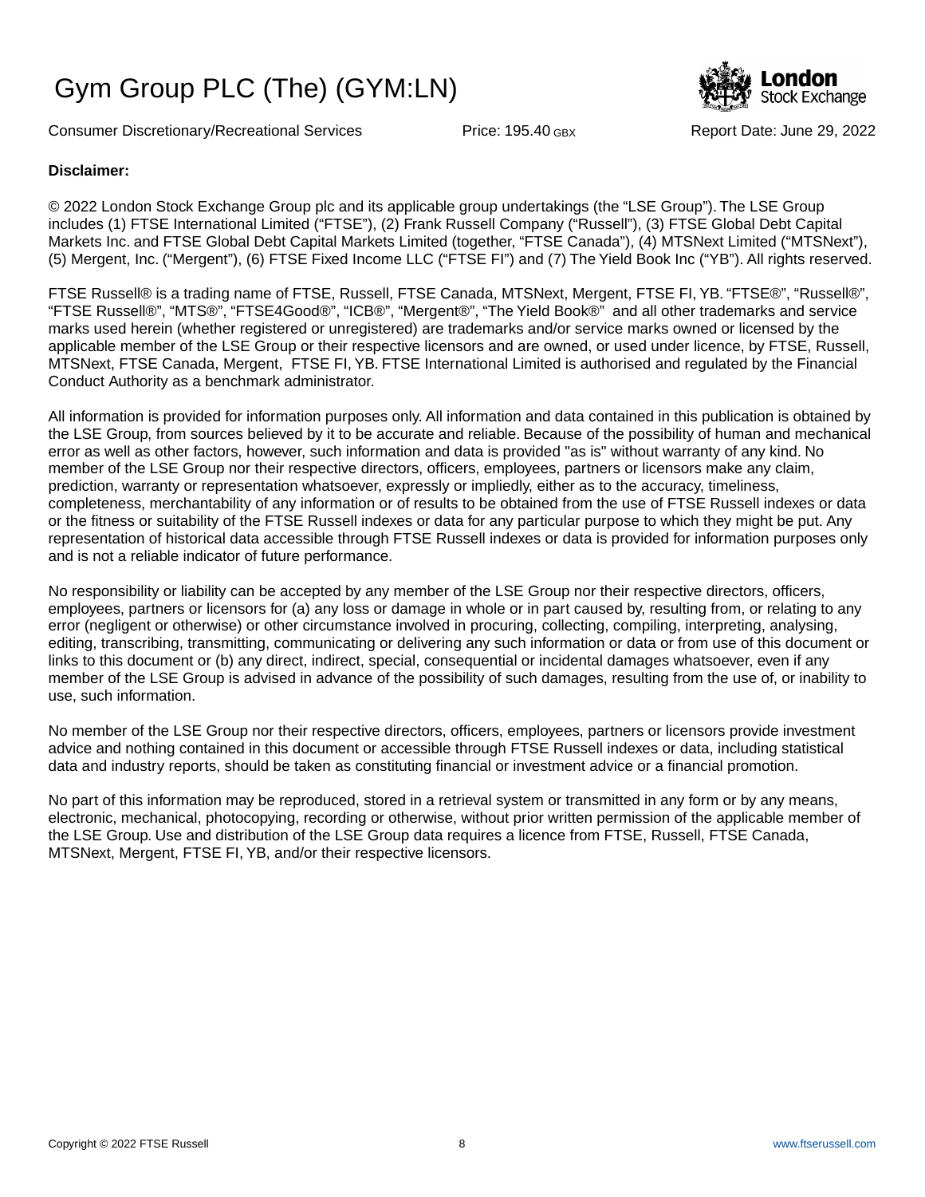**Disclaimer:**

© 2022 London Stock Exchange Group plc and its applicable group undertakings (the "LSE Group"). The LSE Group includes (1) FTSE International Limited ("FTSE"), (2) Frank Russell Company ("Russell"), (3) FTSE Global Debt Capital Markets Inc. and FTSE Global Debt Capital Markets Limited (together, "FTSE Canada"), (4) MTSNext Limited ("MTSNext"), (5) Mergent, Inc. ("Mergent"), (6) FTSE Fixed Income LLC ("FTSE FI") and (7) The Yield Book Inc ("YB"). All rights reserved.

FTSE Russell® is a trading name of FTSE, Russell, FTSE Canada, MTSNext, Mergent, FTSE FI, YB. "FTSE®", "Russell®", "FTSE Russell®", "MTS®", "FTSE4Good®", "ICB®", "Mergent®", "The Yield Book®" and all other trademarks and service marks used herein (whether registered or unregistered) are trademarks and/or service marks owned or licensed by the applicable member of the LSE Group or their respective licensors and are owned, or used under licence, by FTSE, Russell, MTSNext, FTSE Canada, Mergent, FTSE FI, YB. FTSE International Limited is authorised and regulated by the Financial Conduct Authority as a benchmark administrator.

All information is provided for information purposes only. All information and data contained in this publication is obtained by the LSE Group, from sources believed by it to be accurate and reliable. Because of the possibility of human and mechanical error as well as other factors, however, such information and data is provided "as is" without warranty of any kind. No member of the LSE Group nor their respective directors, officers, employees, partners or licensors make any claim, prediction, warranty or representation whatsoever, expressly or impliedly, either as to the accuracy, timeliness, completeness, merchantability of any information or of results to be obtained from the use of FTSE Russell indexes or data or the fitness or suitability of the FTSE Russell indexes or data for any particular purpose to which they might be put. Any representation of historical data accessible through FTSE Russell indexes or data is provided for information purposes only and is not a reliable indicator of future performance.

No responsibility or liability can be accepted by any member of the LSE Group nor their respective directors, officers, employees, partners or licensors for (a) any loss or damage in whole or in part caused by, resulting from, or relating to any error (negligent or otherwise) or other circumstance involved in procuring, collecting, compiling, interpreting, analysing, editing, transcribing, transmitting, communicating or delivering any such information or data or from use of this document or links to this document or (b) any direct, indirect, special, consequential or incidental damages whatsoever, even if any member of the LSE Group is advised in advance of the possibility of such damages, resulting from the use of, or inability to use, such information.

No member of the LSE Group nor their respective directors, officers, employees, partners or licensors provide investment advice and nothing contained in this document or accessible through FTSE Russell indexes or data, including statistical data and industry reports, should be taken as constituting financial or investment advice or a financial promotion.

No part of this information may be reproduced, stored in a retrieval system or transmitted in any form or by any means, electronic, mechanical, photocopying, recording or otherwise, without prior written permission of the applicable member of the LSE Group. Use and distribution of the LSE Group data requires a licence from FTSE, Russell, FTSE Canada, MTSNext, Mergent, FTSE FI, YB, and/or their respective licensors.